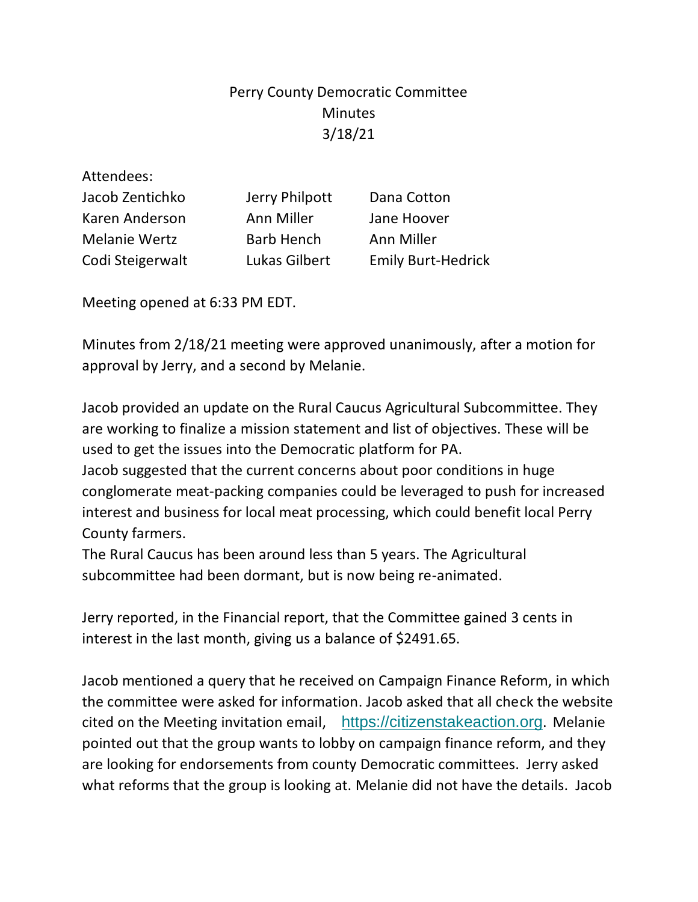Perry County Democratic Committee
Minutes
3/18/21

Attendees:

| | | |
|---|---|---|
| Jacob Zentichko | Jerry Philpott | Dana Cotton |
| Karen Anderson | Ann Miller | Jane Hoover |
| Melanie Wertz | Barb Hench | Ann Miller |
| Codi Steigerwalt | Lukas Gilbert | Emily Burt-Hedrick |

Meeting opened at 6:33 PM EDT.

Minutes from 2/18/21 meeting were approved unanimously, after a motion for approval by Jerry, and a second by Melanie.

Jacob provided an update on the Rural Caucus Agricultural Subcommittee. They are working to finalize a mission statement and list of objectives. These will be used to get the issues into the Democratic platform for PA.
Jacob suggested that the current concerns about poor conditions in huge conglomerate meat-packing companies could be leveraged to push for increased interest and business for local meat processing, which could benefit local Perry County farmers.
The Rural Caucus has been around less than 5 years. The Agricultural subcommittee had been dormant, but is now being re-animated.

Jerry reported, in the Financial report, that the Committee gained 3 cents in interest in the last month, giving us a balance of $2491.65.

Jacob mentioned a query that he received on Campaign Finance Reform, in which the committee were asked for information. Jacob asked that all check the website cited on the Meeting invitation email, https://citizenstakeaction.org. Melanie pointed out that the group wants to lobby on campaign finance reform, and they are looking for endorsements from county Democratic committees. Jerry asked what reforms that the group is looking at. Melanie did not have the details. Jacob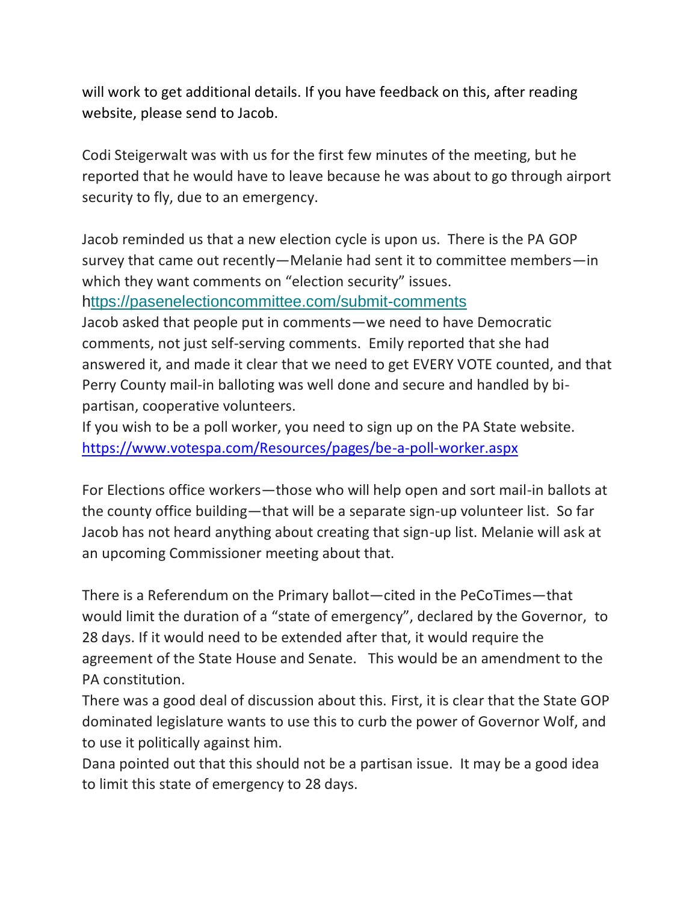will work to get additional details. If you have feedback on this, after reading website, please send to Jacob.

Codi Steigerwalt was with us for the first few minutes of the meeting, but he reported that he would have to leave because he was about to go through airport security to fly, due to an emergency.

Jacob reminded us that a new election cycle is upon us. There is the PA GOP survey that came out recently—Melanie had sent it to committee members—in which they want comments on "election security" issues.
https://pasenelectioncommittee.com/submit-comments
Jacob asked that people put in comments—we need to have Democratic comments, not just self-serving comments. Emily reported that she had answered it, and made it clear that we need to get EVERY VOTE counted, and that Perry County mail-in balloting was well done and secure and handled by bi-partisan, cooperative volunteers.
If you wish to be a poll worker, you need to sign up on the PA State website.
https://www.votespa.com/Resources/pages/be-a-poll-worker.aspx

For Elections office workers—those who will help open and sort mail-in ballots at the county office building—that will be a separate sign-up volunteer list. So far Jacob has not heard anything about creating that sign-up list. Melanie will ask at an upcoming Commissioner meeting about that.

There is a Referendum on the Primary ballot—cited in the PeCoTimes—that would limit the duration of a "state of emergency", declared by the Governor, to 28 days. If it would need to be extended after that, it would require the agreement of the State House and Senate. This would be an amendment to the PA constitution.
There was a good deal of discussion about this. First, it is clear that the State GOP dominated legislature wants to use this to curb the power of Governor Wolf, and to use it politically against him.
Dana pointed out that this should not be a partisan issue. It may be a good idea to limit this state of emergency to 28 days.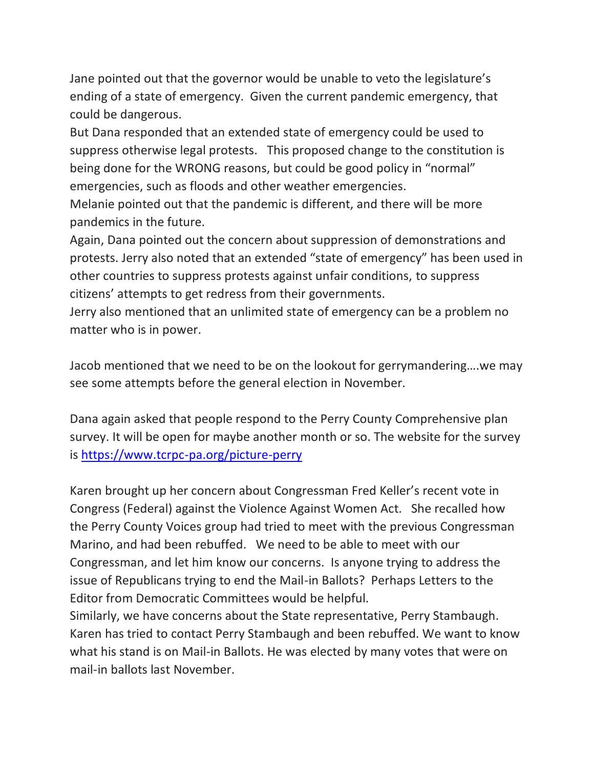Jane pointed out that the governor would be unable to veto the legislature's ending of a state of emergency. Given the current pandemic emergency, that could be dangerous.

But Dana responded that an extended state of emergency could be used to suppress otherwise legal protests. This proposed change to the constitution is being done for the WRONG reasons, but could be good policy in "normal" emergencies, such as floods and other weather emergencies.

Melanie pointed out that the pandemic is different, and there will be more pandemics in the future.

Again, Dana pointed out the concern about suppression of demonstrations and protests. Jerry also noted that an extended "state of emergency" has been used in other countries to suppress protests against unfair conditions, to suppress citizens' attempts to get redress from their governments.

Jerry also mentioned that an unlimited state of emergency can be a problem no matter who is in power.

Jacob mentioned that we need to be on the lookout for gerrymandering….we may see some attempts before the general election in November.

Dana again asked that people respond to the Perry County Comprehensive plan survey. It will be open for maybe another month or so. The website for the survey is [https://www.tcrpc-pa.org/picture-perry](https://www.tcrpc-pa.org/picture-perry)

Karen brought up her concern about Congressman Fred Keller's recent vote in Congress (Federal) against the Violence Against Women Act. She recalled how the Perry County Voices group had tried to meet with the previous Congressman Marino, and had been rebuffed. We need to be able to meet with our Congressman, and let him know our concerns. Is anyone trying to address the issue of Republicans trying to end the Mail-in Ballots? Perhaps Letters to the Editor from Democratic Committees would be helpful.

Similarly, we have concerns about the State representative, Perry Stambaugh. Karen has tried to contact Perry Stambaugh and been rebuffed. We want to know what his stand is on Mail-in Ballots. He was elected by many votes that were on mail-in ballots last November.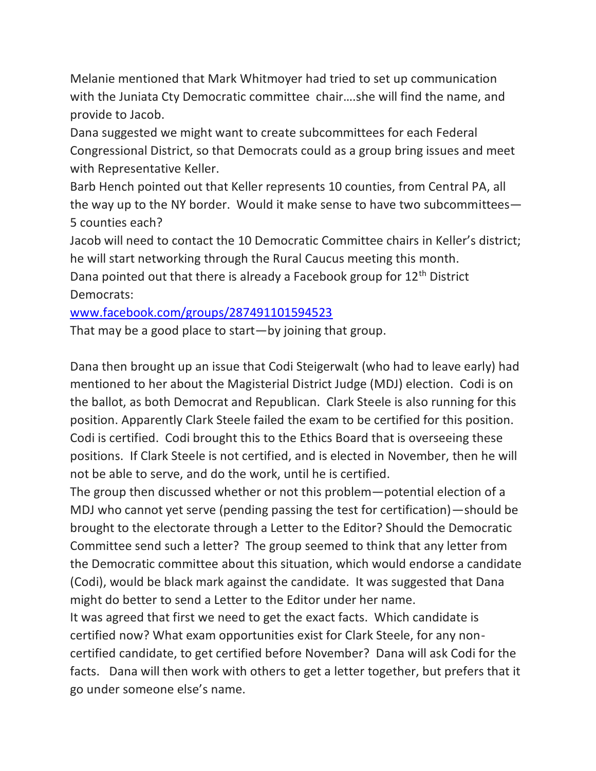Melanie mentioned that Mark Whitmoyer had tried to set up communication with the Juniata Cty Democratic committee chair….she will find the name, and provide to Jacob.

Dana suggested we might want to create subcommittees for each Federal Congressional District, so that Democrats could as a group bring issues and meet with Representative Keller.

Barb Hench pointed out that Keller represents 10 counties, from Central PA, all the way up to the NY border. Would it make sense to have two subcommittees—5 counties each?

Jacob will need to contact the 10 Democratic Committee chairs in Keller's district; he will start networking through the Rural Caucus meeting this month.

Dana pointed out that there is already a Facebook group for 12th District Democrats:

[www.facebook.com/groups/287491101594523](http://www.facebook.com/groups/287491101594523)

That may be a good place to start—by joining that group.

Dana then brought up an issue that Codi Steigerwalt (who had to leave early) had mentioned to her about the Magisterial District Judge (MDJ) election. Codi is on the ballot, as both Democrat and Republican. Clark Steele is also running for this position. Apparently Clark Steele failed the exam to be certified for this position. Codi is certified. Codi brought this to the Ethics Board that is overseeing these positions. If Clark Steele is not certified, and is elected in November, then he will not be able to serve, and do the work, until he is certified.

The group then discussed whether or not this problem—potential election of a MDJ who cannot yet serve (pending passing the test for certification)—should be brought to the electorate through a Letter to the Editor? Should the Democratic Committee send such a letter? The group seemed to think that any letter from the Democratic committee about this situation, which would endorse a candidate (Codi), would be black mark against the candidate. It was suggested that Dana might do better to send a Letter to the Editor under her name.

It was agreed that first we need to get the exact facts. Which candidate is certified now? What exam opportunities exist for Clark Steele, for any non-certified candidate, to get certified before November? Dana will ask Codi for the facts. Dana will then work with others to get a letter together, but prefers that it go under someone else's name.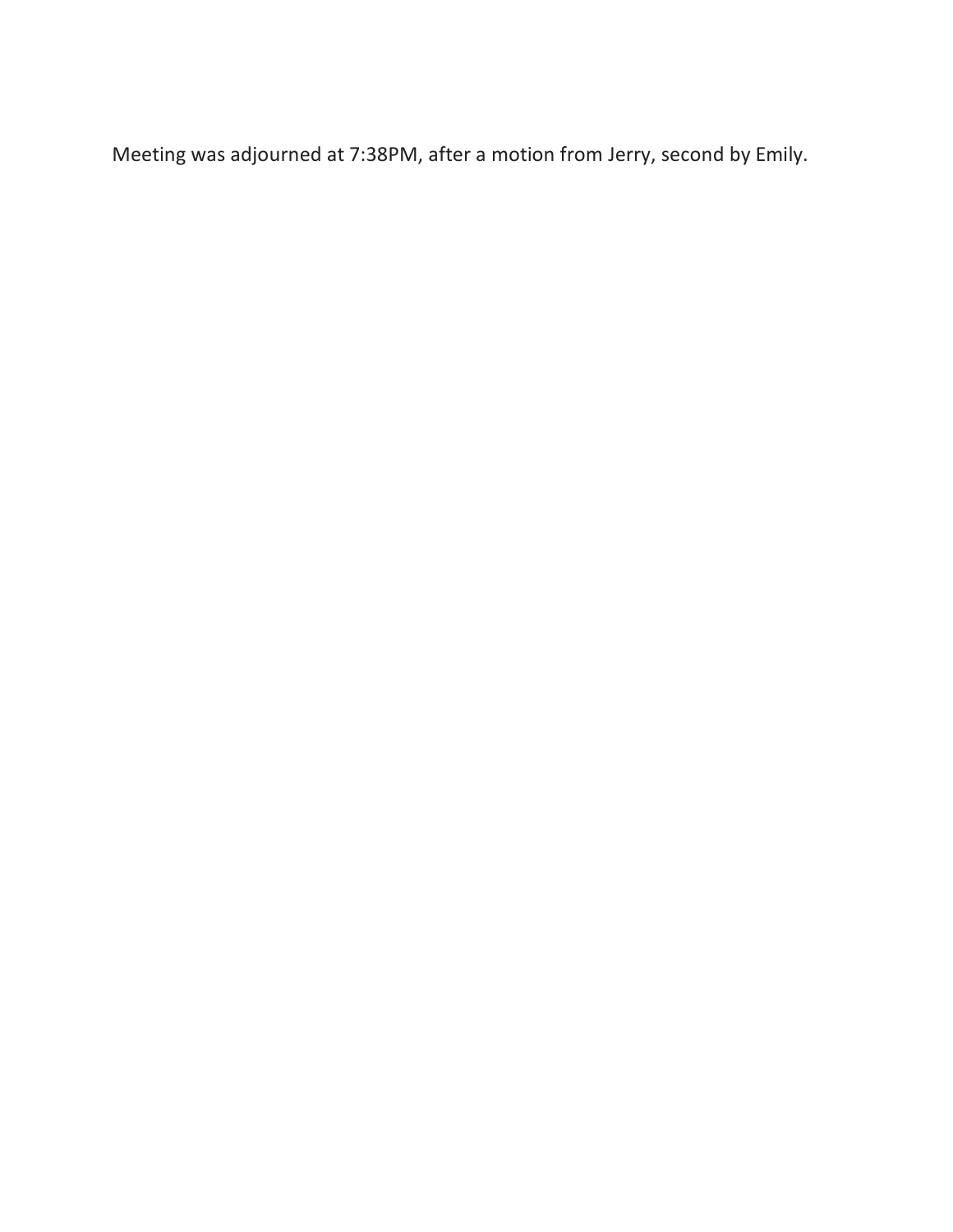Meeting was adjourned at 7:38PM, after a motion from Jerry, second by Emily.